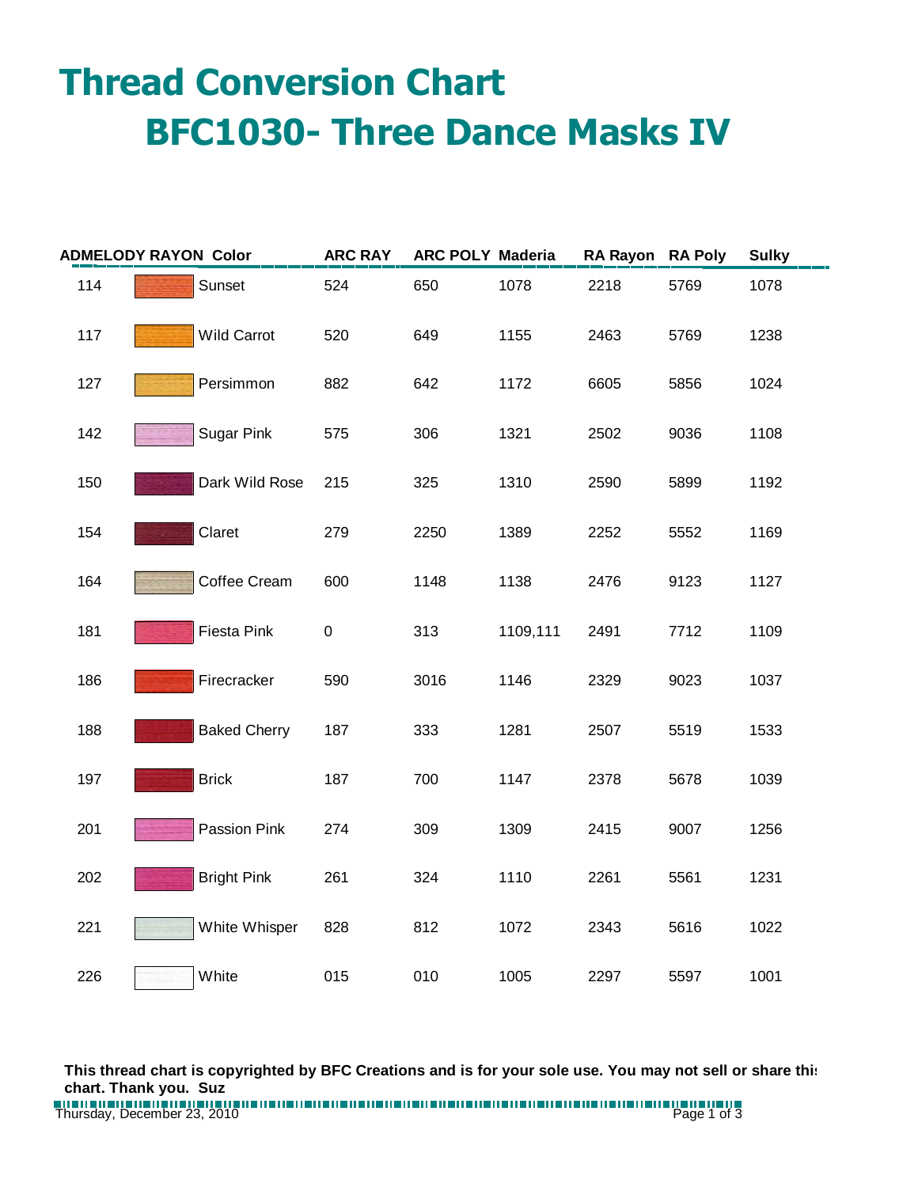# Thread Conversion Chart

## BFC1030- Three Dance Masks IV

| ADMELODY RAYON | Color | | ARC RAY | ARC POLY | Maderia | RA Rayon | RA Poly | Sulky |
|---|---|---|---|---|---|---|---|---|
| 114 | | Sunset | 524 | 650 | 1078 | 2218 | 5769 | 1078 |
| 117 | | Wild Carrot | 520 | 649 | 1155 | 2463 | 5769 | 1238 |
| 127 | | Persimmon | 882 | 642 | 1172 | 6605 | 5856 | 1024 |
| 142 | | Sugar Pink | 575 | 306 | 1321 | 2502 | 9036 | 1108 |
| 150 | | Dark Wild Rose | 215 | 325 | 1310 | 2590 | 5899 | 1192 |
| 154 | | Claret | 279 | 2250 | 1389 | 2252 | 5552 | 1169 |
| 164 | | Coffee Cream | 600 | 1148 | 1138 | 2476 | 9123 | 1127 |
| 181 | | Fiesta Pink | 0 | 313 | 1109,111 | 2491 | 7712 | 1109 |
| 186 | | Firecracker | 590 | 3016 | 1146 | 2329 | 9023 | 1037 |
| 188 | | Baked Cherry | 187 | 333 | 1281 | 2507 | 5519 | 1533 |
| 197 | | Brick | 187 | 700 | 1147 | 2378 | 5678 | 1039 |
| 201 | | Passion Pink | 274 | 309 | 1309 | 2415 | 9007 | 1256 |
| 202 | | Bright Pink | 261 | 324 | 1110 | 2261 | 5561 | 1231 |
| 221 | | White Whisper | 828 | 812 | 1072 | 2343 | 5616 | 1022 |
| 226 | | White | 015 | 010 | 1005 | 2297 | 5597 | 1001 |

**This thread chart is copyrighted by BFC Creations and is for your sole use. You may not sell or share this chart. Thank you. Suz**

Thursday, December 23, 2010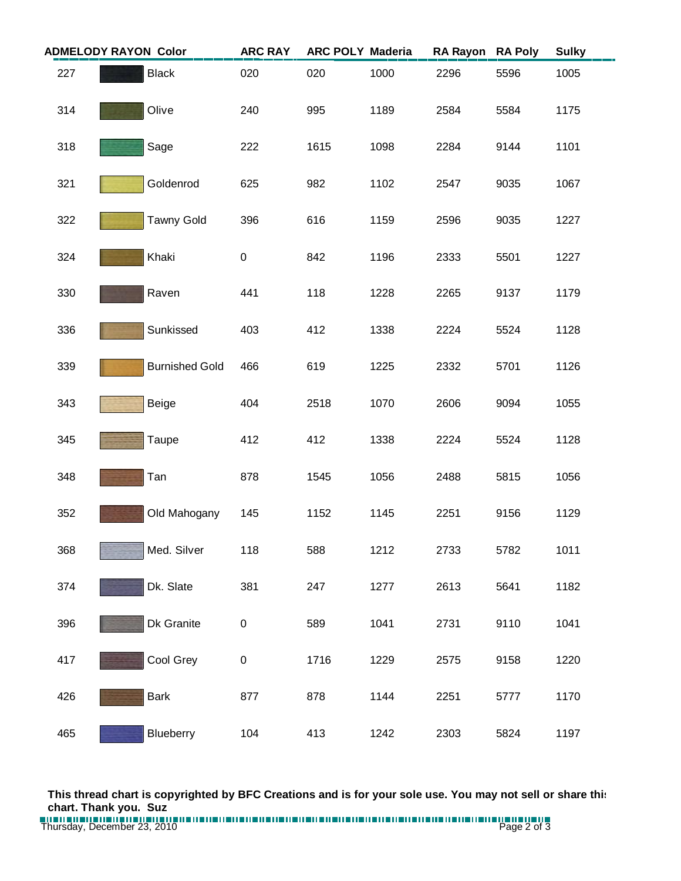| ADMELODY RAYON | Color | ARC RAY | ARC POLY | Maderia | RA Rayon | RA Poly | Sulky |
|---|---|---|---|---|---|---|---|
| 227 | Black | 020 | 020 | 1000 | 2296 | 5596 | 1005 |
| 314 | Olive | 240 | 995 | 1189 | 2584 | 5584 | 1175 |
| 318 | Sage | 222 | 1615 | 1098 | 2284 | 9144 | 1101 |
| 321 | Goldenrod | 625 | 982 | 1102 | 2547 | 9035 | 1067 |
| 322 | Tawny Gold | 396 | 616 | 1159 | 2596 | 9035 | 1227 |
| 324 | Khaki | 0 | 842 | 1196 | 2333 | 5501 | 1227 |
| 330 | Raven | 441 | 118 | 1228 | 2265 | 9137 | 1179 |
| 336 | Sunkissed | 403 | 412 | 1338 | 2224 | 5524 | 1128 |
| 339 | Burnished Gold | 466 | 619 | 1225 | 2332 | 5701 | 1126 |
| 343 | Beige | 404 | 2518 | 1070 | 2606 | 9094 | 1055 |
| 345 | Taupe | 412 | 412 | 1338 | 2224 | 5524 | 1128 |
| 348 | Tan | 878 | 1545 | 1056 | 2488 | 5815 | 1056 |
| 352 | Old Mahogany | 145 | 1152 | 1145 | 2251 | 9156 | 1129 |
| 368 | Med. Silver | 118 | 588 | 1212 | 2733 | 5782 | 1011 |
| 374 | Dk. Slate | 381 | 247 | 1277 | 2613 | 5641 | 1182 |
| 396 | Dk Granite | 0 | 589 | 1041 | 2731 | 9110 | 1041 |
| 417 | Cool Grey | 0 | 1716 | 1229 | 2575 | 9158 | 1220 |
| 426 | Bark | 877 | 878 | 1144 | 2251 | 5777 | 1170 |
| 465 | Blueberry | 104 | 413 | 1242 | 2303 | 5824 | 1197 |

**This thread chart is copyrighted by BFC Creations and is for your sole use. You may not sell or share this chart. Thank you. Suz**

Thursday, December 23, 2010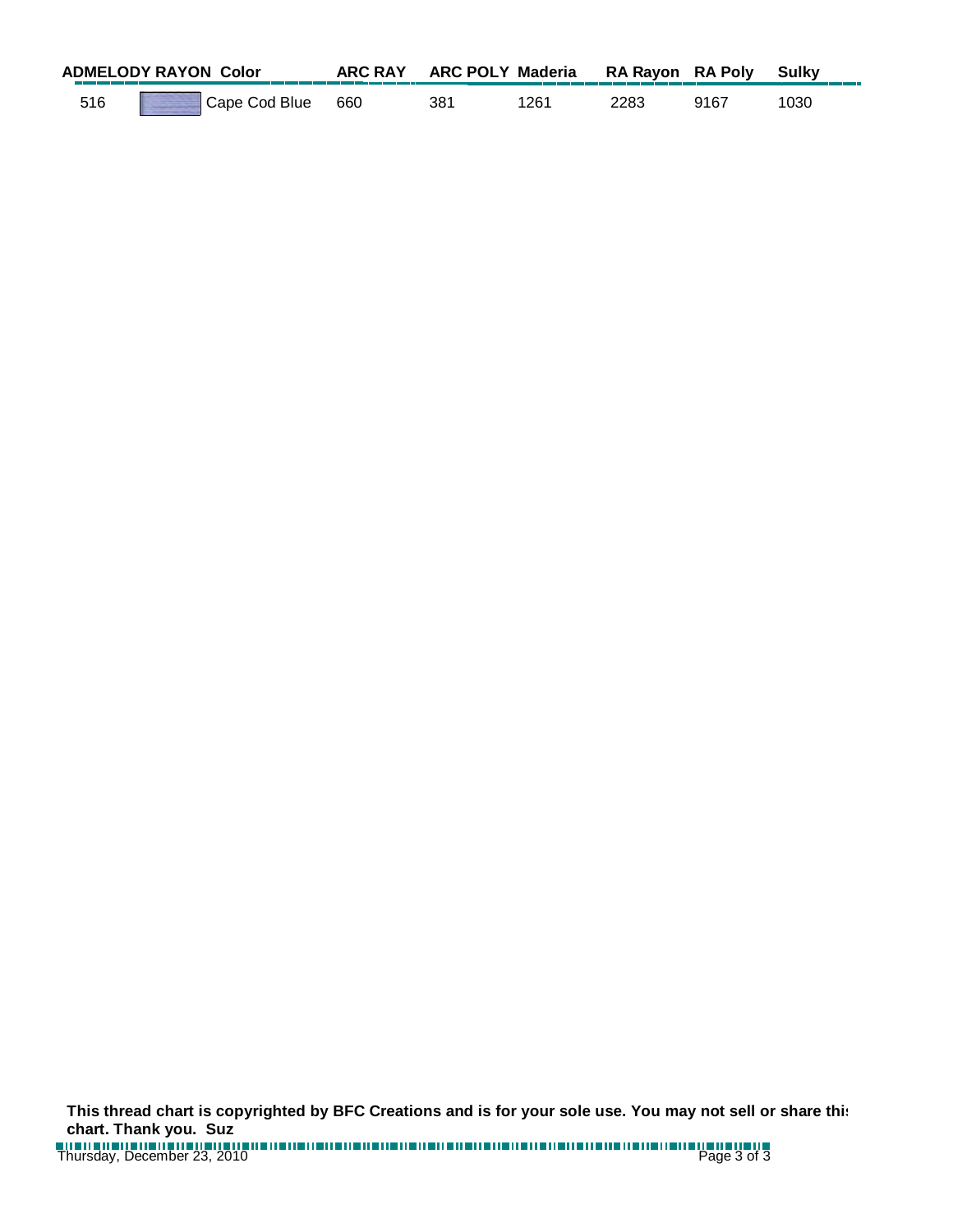| ADMELODY RAYON | Color | ARC RAY | ARC POLY | Maderia | RA Rayon | RA Poly | Sulky |
|---|---|---|---|---|---|---|---|
| 516 | Cape Cod Blue | 660 | 381 | 1261 | 2283 | 9167 | 1030 |

**This thread chart is copyrighted by BFC Creations and is for your sole use. You may not sell or share this chart. Thank you. Suz**

Thursday, December 23, 2010